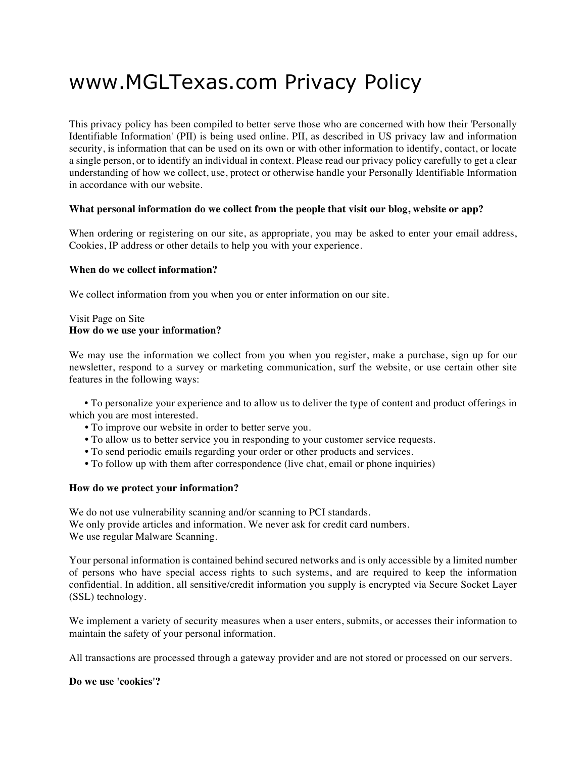# www.MGLTexas.com Privacy Policy

This privacy policy has been compiled to better serve those who are concerned with how their 'Personally Identifiable Information' (PII) is being used online. PII, as described in US privacy law and information security, is information that can be used on its own or with other information to identify, contact, or locate a single person, or to identify an individual in context. Please read our privacy policy carefully to get a clear understanding of how we collect, use, protect or otherwise handle your Personally Identifiable Information in accordance with our website.

**What personal information do we collect from the people that visit our blog, website or app?**

When ordering or registering on our site, as appropriate, you may be asked to enter your email address, Cookies, IP address or other details to help you with your experience.

**When do we collect information?**

We collect information from you when you or enter information on our site.

Visit Page on Site

**How do we use your information?**

We may use the information we collect from you when you register, make a purchase, sign up for our newsletter, respond to a survey or marketing communication, surf the website, or use certain other site features in the following ways:

- To personalize your experience and to allow us to deliver the type of content and product offerings in which you are most interested.
- To improve our website in order to better serve you.
- To allow us to better service you in responding to your customer service requests.
- To send periodic emails regarding your order or other products and services.
- To follow up with them after correspondence (live chat, email or phone inquiries)

**How do we protect your information?**

We do not use vulnerability scanning and/or scanning to PCI standards.
We only provide articles and information. We never ask for credit card numbers.
We use regular Malware Scanning.

Your personal information is contained behind secured networks and is only accessible by a limited number of persons who have special access rights to such systems, and are required to keep the information confidential. In addition, all sensitive/credit information you supply is encrypted via Secure Socket Layer (SSL) technology.

We implement a variety of security measures when a user enters, submits, or accesses their information to maintain the safety of your personal information.

All transactions are processed through a gateway provider and are not stored or processed on our servers.

**Do we use 'cookies'?**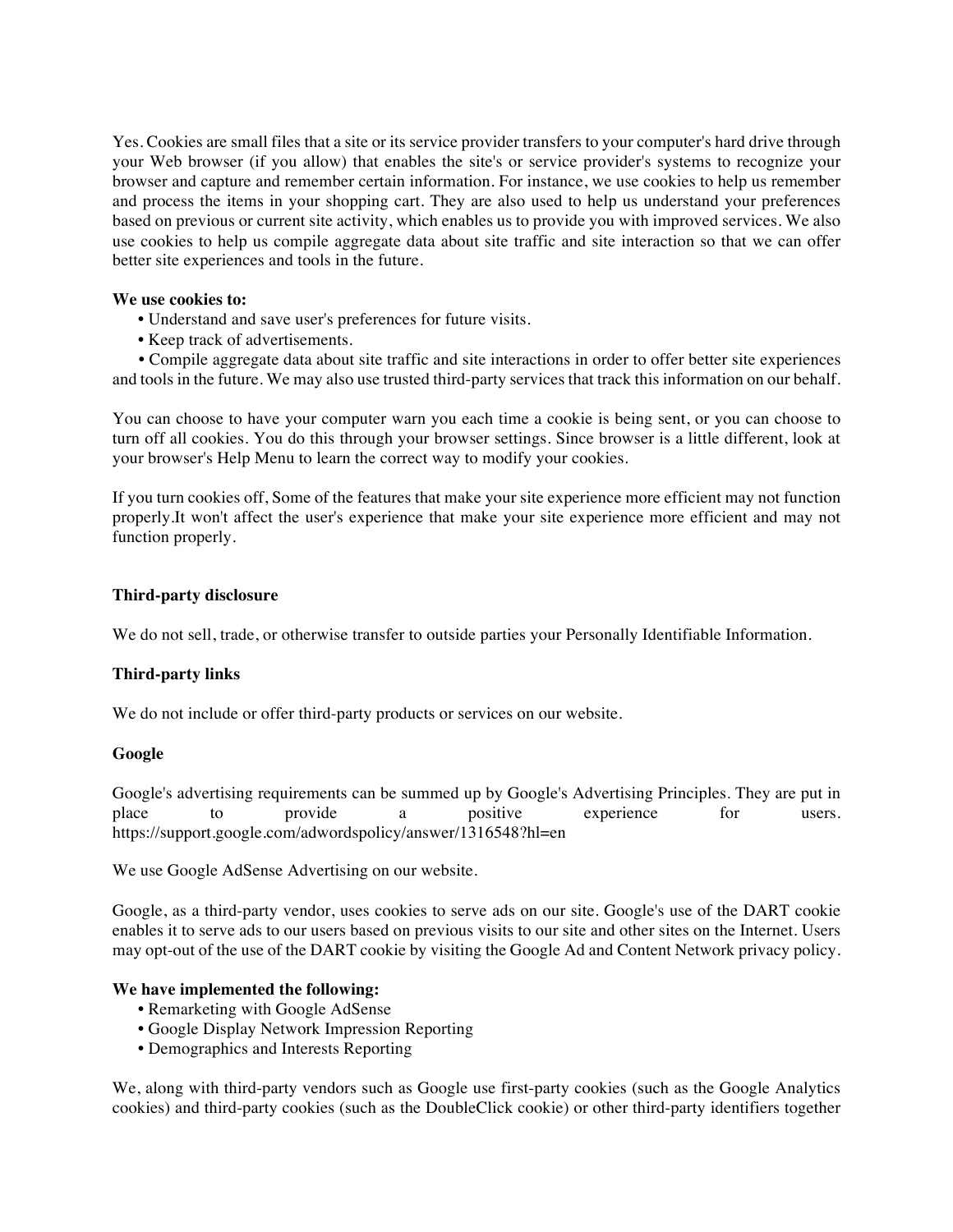Yes. Cookies are small files that a site or its service provider transfers to your computer's hard drive through your Web browser (if you allow) that enables the site's or service provider's systems to recognize your browser and capture and remember certain information. For instance, we use cookies to help us remember and process the items in your shopping cart. They are also used to help us understand your preferences based on previous or current site activity, which enables us to provide you with improved services. We also use cookies to help us compile aggregate data about site traffic and site interaction so that we can offer better site experiences and tools in the future.

**We use cookies to:**

- Understand and save user's preferences for future visits.
- Keep track of advertisements.
- Compile aggregate data about site traffic and site interactions in order to offer better site experiences and tools in the future. We may also use trusted third-party services that track this information on our behalf.

You can choose to have your computer warn you each time a cookie is being sent, or you can choose to turn off all cookies. You do this through your browser settings. Since browser is a little different, look at your browser's Help Menu to learn the correct way to modify your cookies.

If you turn cookies off, Some of the features that make your site experience more efficient may not function properly.It won't affect the user's experience that make your site experience more efficient and may not function properly.

**Third-party disclosure**

We do not sell, trade, or otherwise transfer to outside parties your Personally Identifiable Information.

**Third-party links**

We do not include or offer third-party products or services on our website.

**Google**

Google's advertising requirements can be summed up by Google's Advertising Principles. They are put in place to provide a positive experience for users. https://support.google.com/adwordspolicy/answer/1316548?hl=en

We use Google AdSense Advertising on our website.

Google, as a third-party vendor, uses cookies to serve ads on our site. Google's use of the DART cookie enables it to serve ads to our users based on previous visits to our site and other sites on the Internet. Users may opt-out of the use of the DART cookie by visiting the Google Ad and Content Network privacy policy.

**We have implemented the following:**

- Remarketing with Google AdSense
- Google Display Network Impression Reporting
- Demographics and Interests Reporting

We, along with third-party vendors such as Google use first-party cookies (such as the Google Analytics cookies) and third-party cookies (such as the DoubleClick cookie) or other third-party identifiers together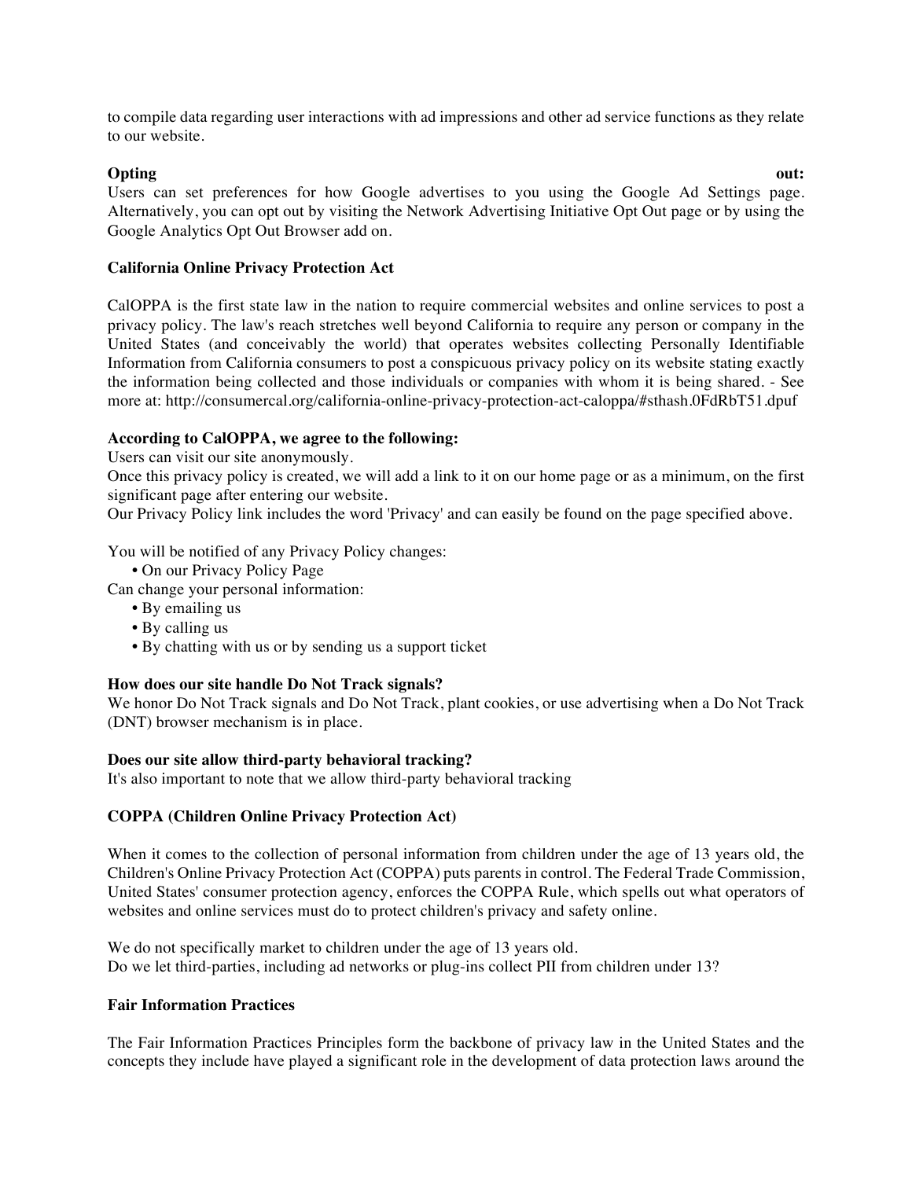to compile data regarding user interactions with ad impressions and other ad service functions as they relate to our website.

**Opting out:**
Users can set preferences for how Google advertises to you using the Google Ad Settings page. Alternatively, you can opt out by visiting the Network Advertising Initiative Opt Out page or by using the Google Analytics Opt Out Browser add on.

**California Online Privacy Protection Act**

CalOPPA is the first state law in the nation to require commercial websites and online services to post a privacy policy. The law's reach stretches well beyond California to require any person or company in the United States (and conceivably the world) that operates websites collecting Personally Identifiable Information from California consumers to post a conspicuous privacy policy on its website stating exactly the information being collected and those individuals or companies with whom it is being shared. - See more at: http://consumercal.org/california-online-privacy-protection-act-caloppa/#sthash.0FdRbT51.dpuf

**According to CalOPPA, we agree to the following:**
Users can visit our site anonymously.
Once this privacy policy is created, we will add a link to it on our home page or as a minimum, on the first significant page after entering our website.
Our Privacy Policy link includes the word 'Privacy' and can easily be found on the page specified above.

You will be notified of any Privacy Policy changes:

- On our Privacy Policy Page

Can change your personal information:

- By emailing us
- By calling us
- By chatting with us or by sending us a support ticket

**How does our site handle Do Not Track signals?**
We honor Do Not Track signals and Do Not Track, plant cookies, or use advertising when a Do Not Track (DNT) browser mechanism is in place.

**Does our site allow third-party behavioral tracking?**
It's also important to note that we allow third-party behavioral tracking

**COPPA (Children Online Privacy Protection Act)**

When it comes to the collection of personal information from children under the age of 13 years old, the Children's Online Privacy Protection Act (COPPA) puts parents in control. The Federal Trade Commission, United States' consumer protection agency, enforces the COPPA Rule, which spells out what operators of websites and online services must do to protect children's privacy and safety online.

We do not specifically market to children under the age of 13 years old.
Do we let third-parties, including ad networks or plug-ins collect PII from children under 13?

**Fair Information Practices**

The Fair Information Practices Principles form the backbone of privacy law in the United States and the concepts they include have played a significant role in the development of data protection laws around the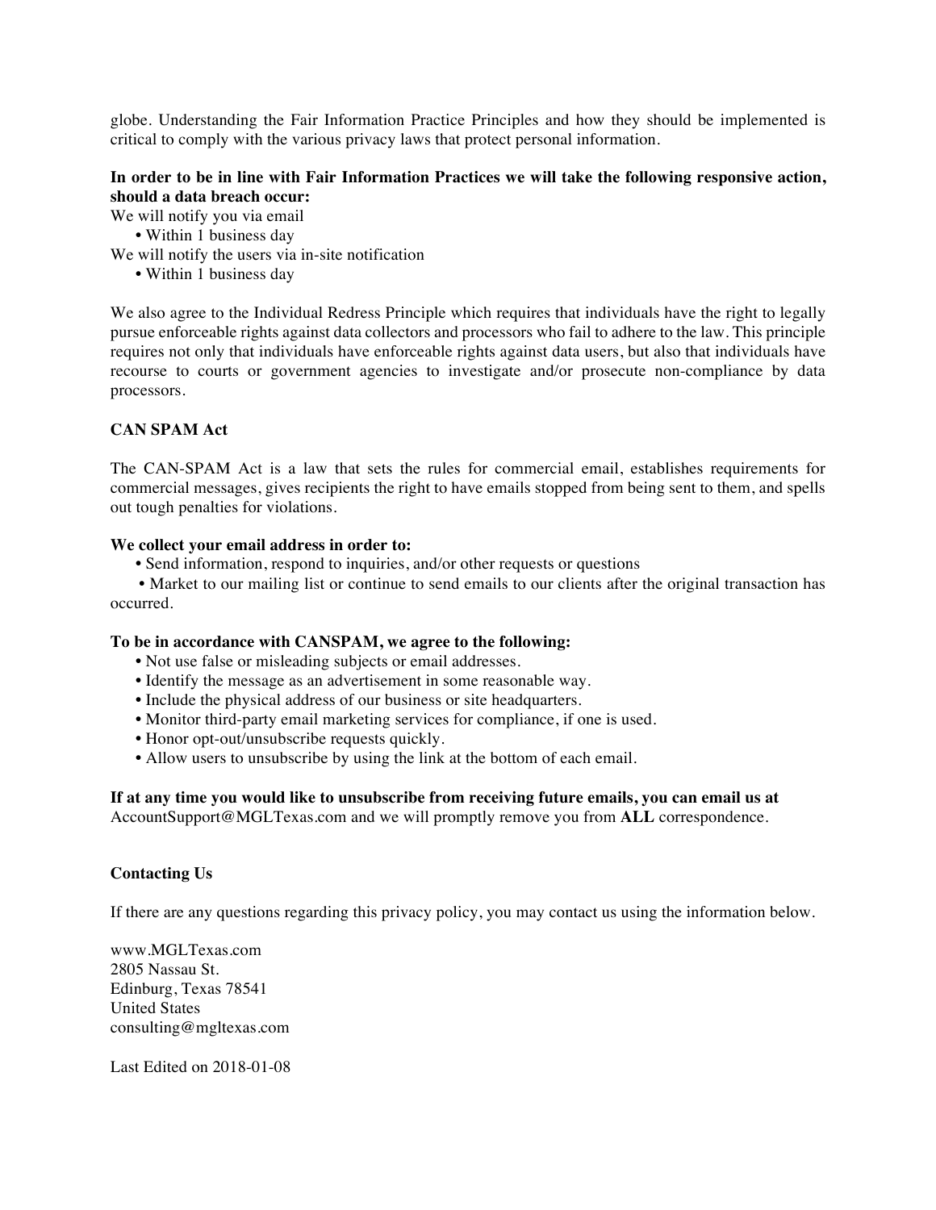globe. Understanding the Fair Information Practice Principles and how they should be implemented is critical to comply with the various privacy laws that protect personal information.

**In order to be in line with Fair Information Practices we will take the following responsive action, should a data breach occur:**

We will notify you via email

- Within 1 business day

We will notify the users via in-site notification

- Within 1 business day

We also agree to the Individual Redress Principle which requires that individuals have the right to legally pursue enforceable rights against data collectors and processors who fail to adhere to the law. This principle requires not only that individuals have enforceable rights against data users, but also that individuals have recourse to courts or government agencies to investigate and/or prosecute non-compliance by data processors.

**CAN SPAM Act**

The CAN-SPAM Act is a law that sets the rules for commercial email, establishes requirements for commercial messages, gives recipients the right to have emails stopped from being sent to them, and spells out tough penalties for violations.

**We collect your email address in order to:**

- Send information, respond to inquiries, and/or other requests or questions
- Market to our mailing list or continue to send emails to our clients after the original transaction has occurred.

**To be in accordance with CANSPAM, we agree to the following:**

- Not use false or misleading subjects or email addresses.
- Identify the message as an advertisement in some reasonable way.
- Include the physical address of our business or site headquarters.
- Monitor third-party email marketing services for compliance, if one is used.
- Honor opt-out/unsubscribe requests quickly.
- Allow users to unsubscribe by using the link at the bottom of each email.

**If at any time you would like to unsubscribe from receiving future emails, you can email us at** AccountSupport@MGLTexas.com and we will promptly remove you from **ALL** correspondence.

**Contacting Us**

If there are any questions regarding this privacy policy, you may contact us using the information below.

www.MGLTexas.com
2805 Nassau St.
Edinburg, Texas 78541
United States
consulting@mgltexas.com

Last Edited on 2018-01-08